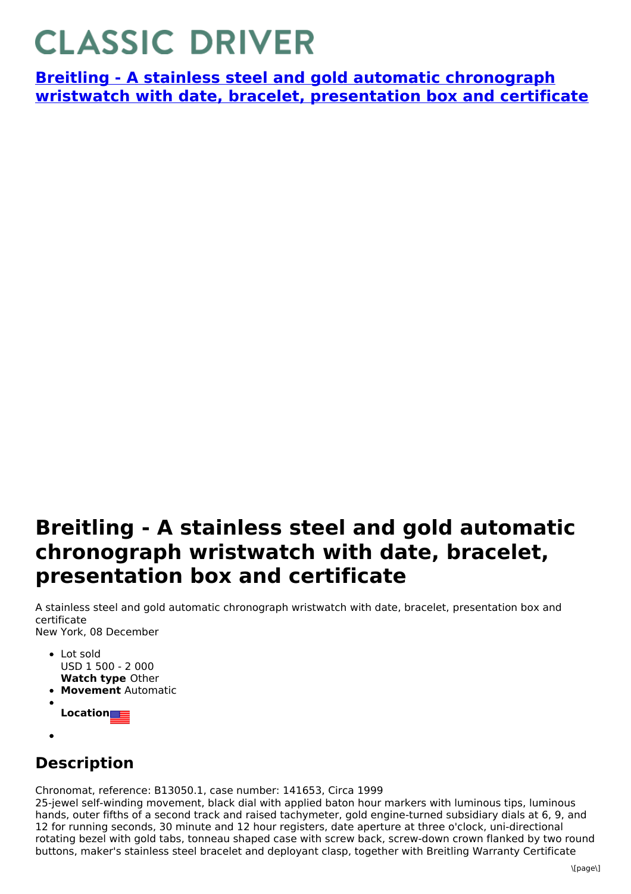# CLASSIC DRIVER

**[Breitling - A stainless steel and gold automatic chronograph wristwatch with date, bracelet, presentation box and certificate]()**

# Breitling - A stainless steel and gold automatic chronograph wristwatch with date, bracelet, presentation box and certificate

A stainless steel and gold automatic chronograph wristwatch with date, bracelet, presentation box and certificate
New York, 08 December

- Lot sold
  USD 1 500 - 2 000
  **Watch type** Other
- **Movement** Automatic
- **Location**
-

## Description

Chronomat, reference: B13050.1, case number: 141653, Circa 1999
25-jewel self-winding movement, black dial with applied baton hour markers with luminous tips, luminous hands, outer fifths of a second track and raised tachymeter, gold engine-turned subsidiary dials at 6, 9, and 12 for running seconds, 30 minute and 12 hour registers, date aperture at three o'clock, uni-directional rotating bezel with gold tabs, tonneau shaped case with screw back, screw-down crown flanked by two round buttons, maker's stainless steel bracelet and deployant clasp, together with Breitling Warranty Certificate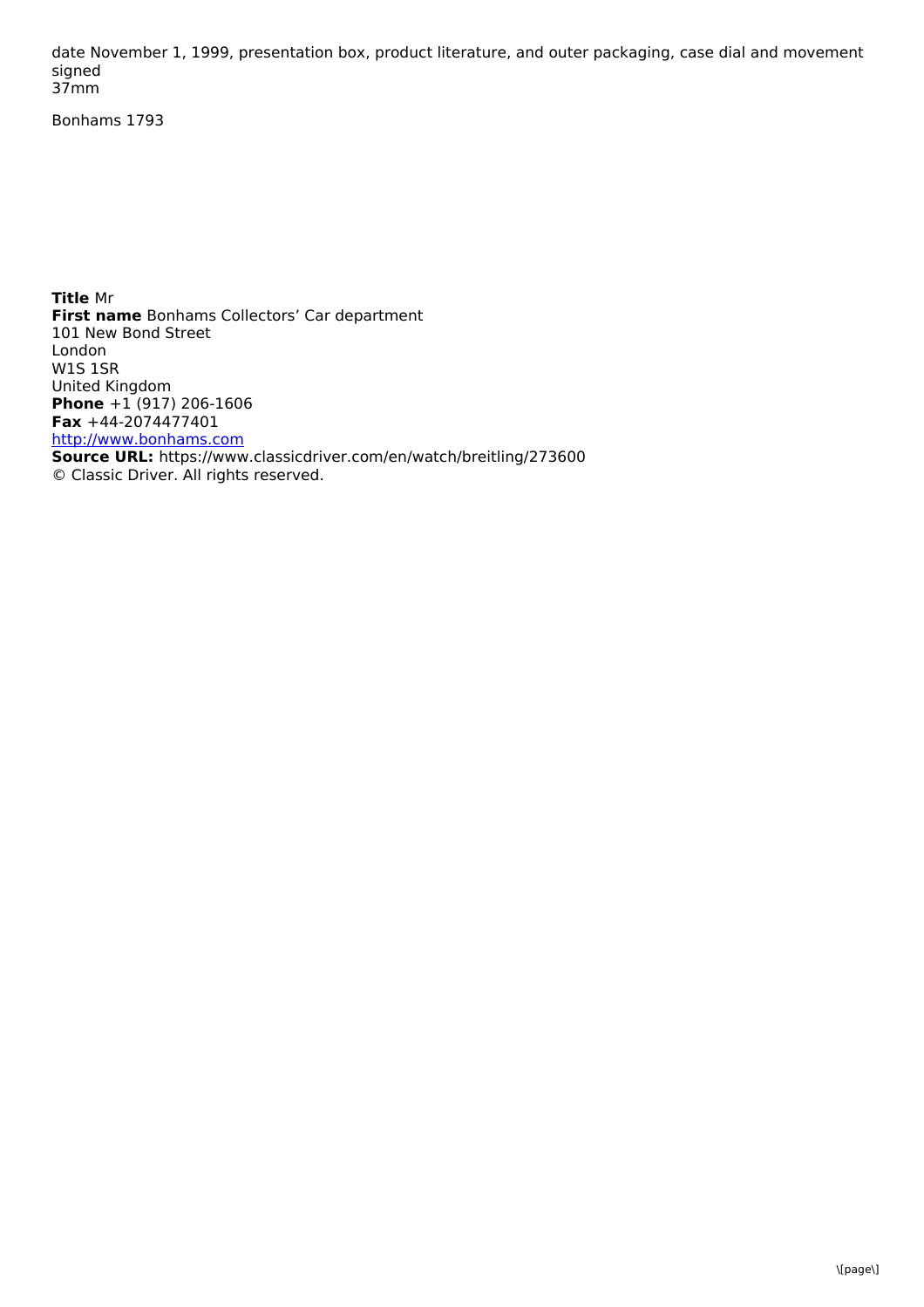date November 1, 1999, presentation box, product literature, and outer packaging, case dial and movement signed
37mm

Bonhams 1793

**Title** Mr
**First name** Bonhams Collectors’ Car department
101 New Bond Street
London
W1S 1SR
United Kingdom
**Phone** +1 (917) 206-1606
**Fax** +44-2074477401
[http://www.bonhams.com](http://www.bonhams.com)
**Source URL:** https://www.classicdriver.com/en/watch/breitling/273600
© Classic Driver. All rights reserved.